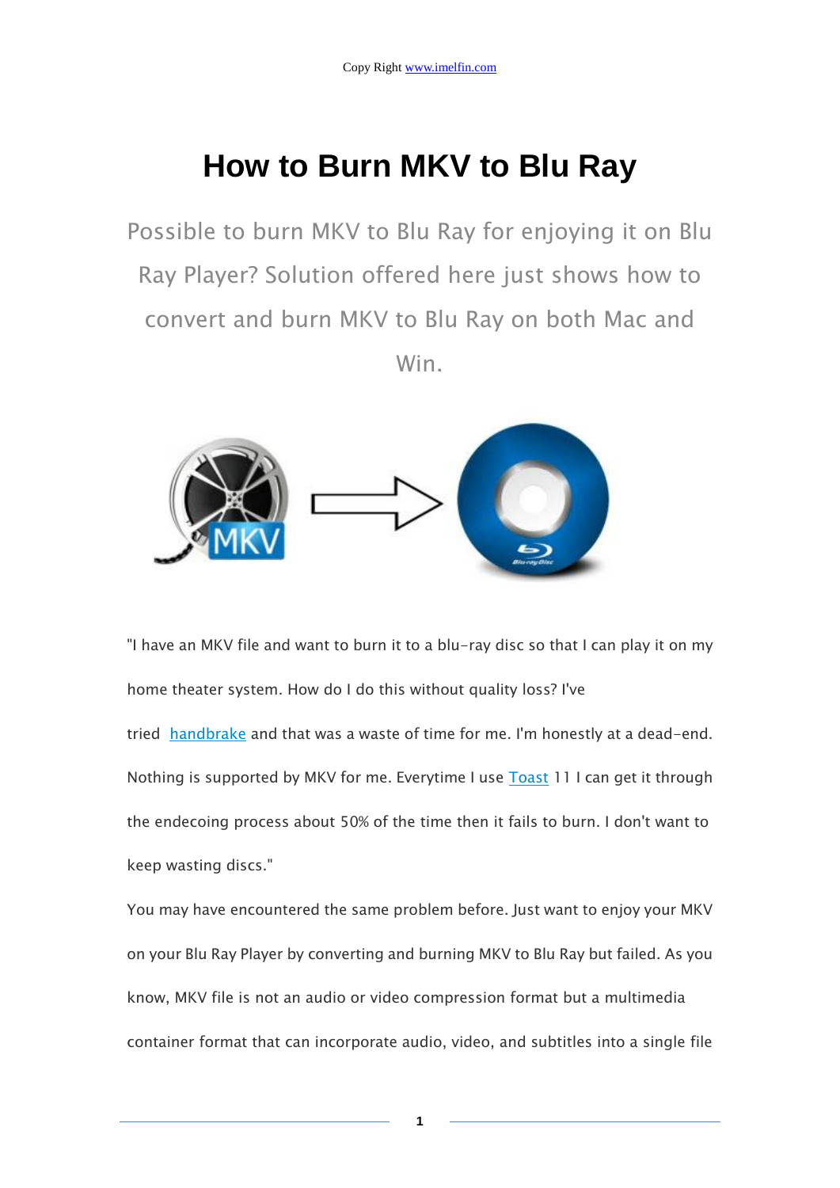Copy Right www.imelfin.com

# How to Burn MKV to Blu Ray

Possible to burn MKV to Blu Ray for enjoying it on Blu Ray Player? Solution offered here just shows how to convert and burn MKV to Blu Ray on both Mac and Win.

"I have an MKV file and want to burn it to a blu-ray disc so that I can play it on my home theater system. How do I do this without quality loss? I've tried handbrake and that was a waste of time for me. I'm honestly at a dead-end. Nothing is supported by MKV for me. Everytime I use Toast 11 I can get it through the endecoing process about 50% of the time then it fails to burn. I don't want to keep wasting discs."

You may have encountered the same problem before. Just want to enjoy your MKV on your Blu Ray Player by converting and burning MKV to Blu Ray but failed. As you know, MKV file is not an audio or video compression format but a multimedia container format that can incorporate audio, video, and subtitles into a single file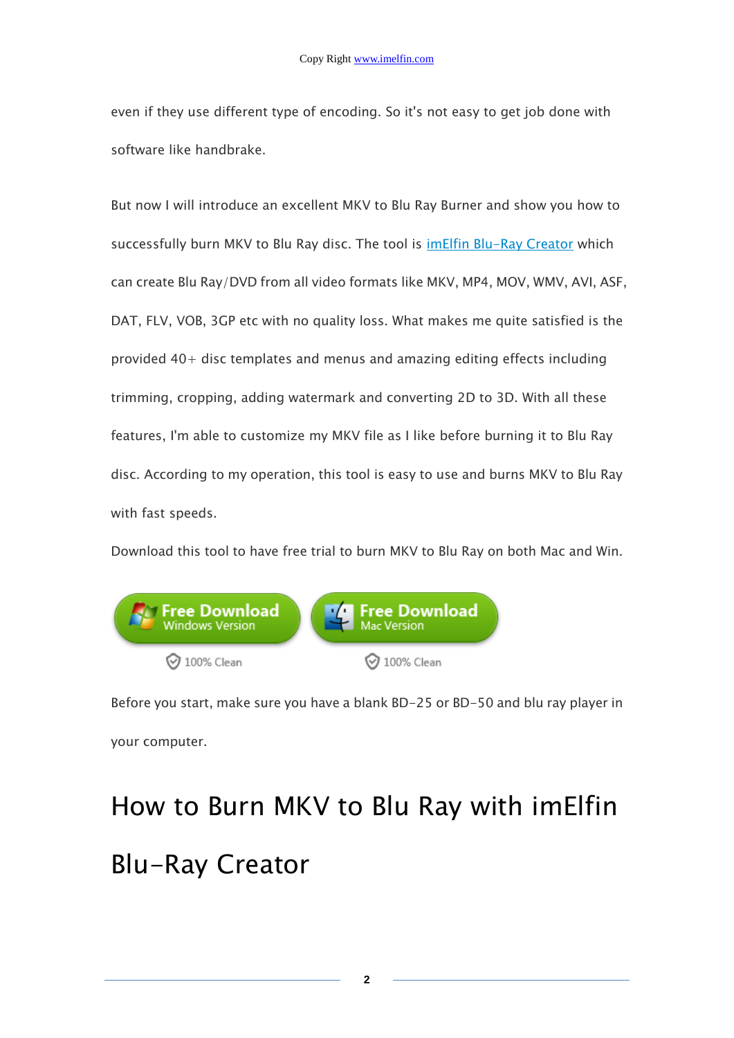even if they use different type of encoding. So it's not easy to get job done with software like handbrake.

But now I will introduce an excellent MKV to Blu Ray Burner and show you how to successfully burn MKV to Blu Ray disc. The tool is [imElfin Blu-Ray Creator] which can create Blu Ray/DVD from all video formats like MKV, MP4, MOV, WMV, AVI, ASF, DAT, FLV, VOB, 3GP etc with no quality loss. What makes me quite satisfied is the provided 40+ disc templates and menus and amazing editing effects including trimming, cropping, adding watermark and converting 2D to 3D. With all these features, I'm able to customize my MKV file as I like before burning it to Blu Ray disc. According to my operation, this tool is easy to use and burns MKV to Blu Ray with fast speeds.

Download this tool to have free trial to burn MKV to Blu Ray on both Mac and Win.

Free Download Windows Version — 100% Clean

Free Download Mac Version — 100% Clean

Before you start, make sure you have a blank BD-25 or BD-50 and blu ray player in your computer.

# How to Burn MKV to Blu Ray with imElfin Blu-Ray Creator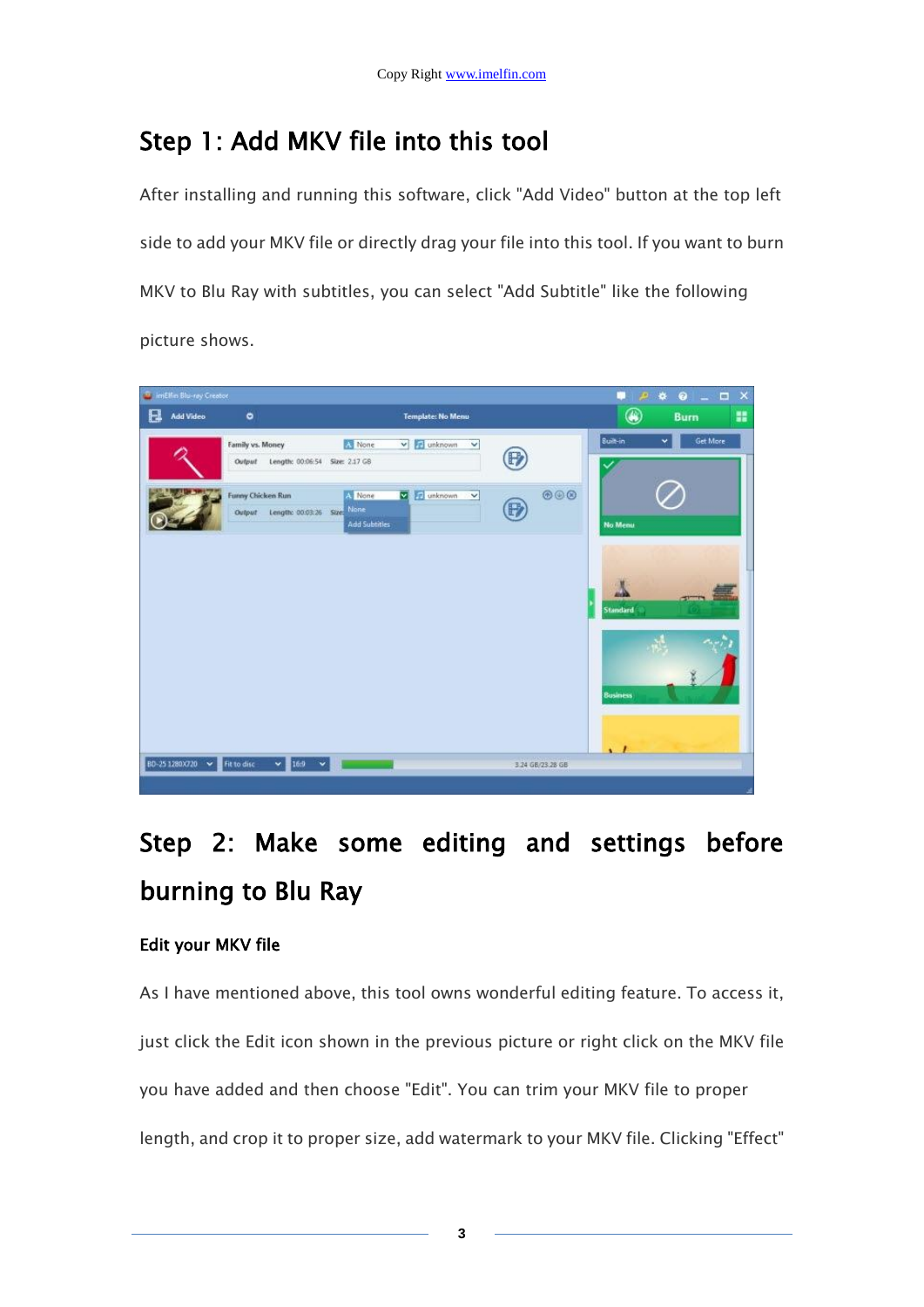## Step 1: Add MKV file into this tool

After installing and running this software, click "Add Video" button at the top left side to add your MKV file or directly drag your file into this tool. If you want to burn MKV to Blu Ray with subtitles, you can select "Add Subtitle" like the following picture shows.

## Step 2: Make some editing and settings before burning to Blu Ray

### Edit your MKV file

As I have mentioned above, this tool owns wonderful editing feature. To access it, just click the Edit icon shown in the previous picture or right click on the MKV file you have added and then choose "Edit". You can trim your MKV file to proper length, and crop it to proper size, add watermark to your MKV file. Clicking "Effect"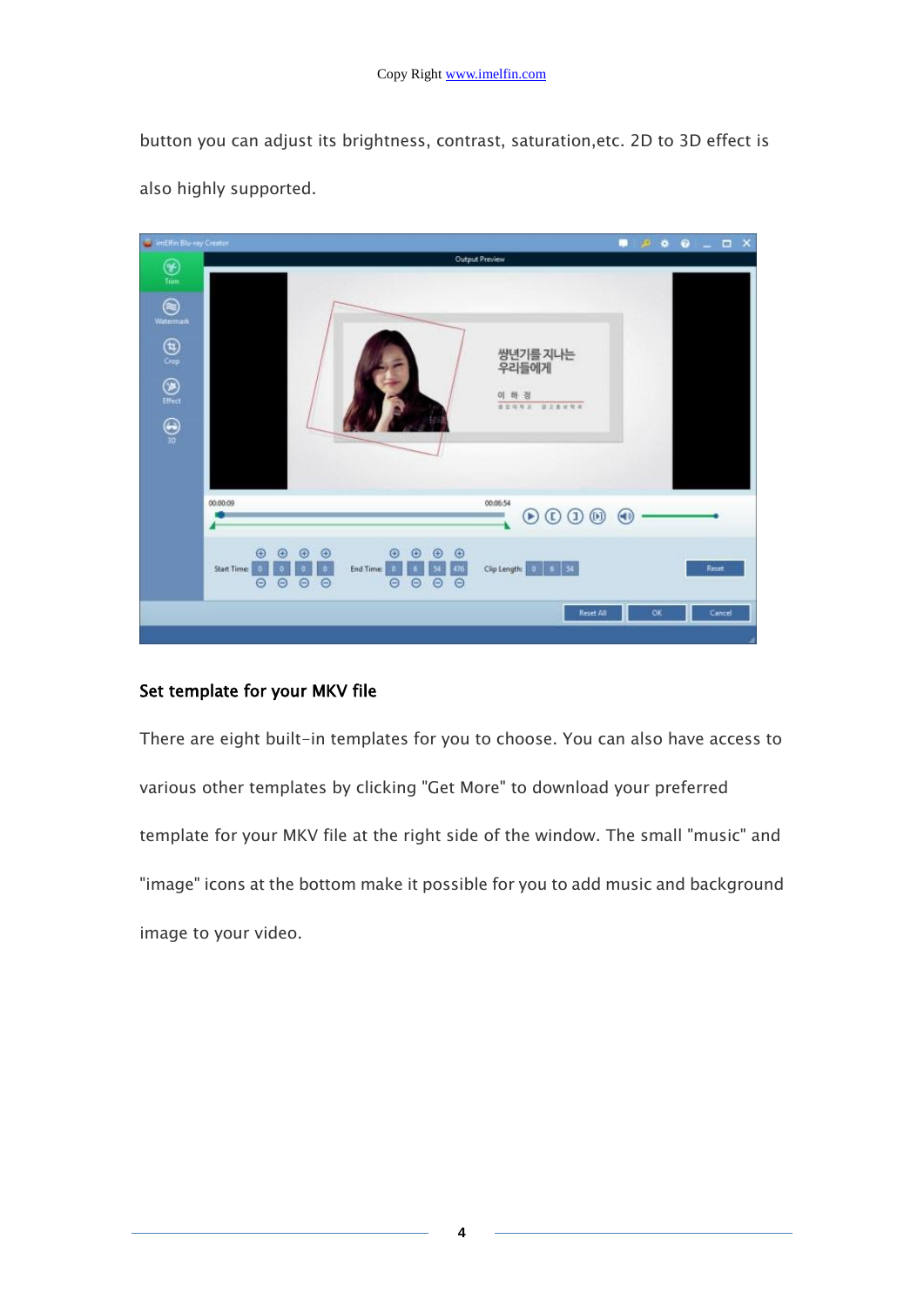button you can adjust its brightness, contrast, saturation,etc. 2D to 3D effect is also highly supported.

### Set template for your MKV file

There are eight built-in templates for you to choose. You can also have access to various other templates by clicking "Get More" to download your preferred template for your MKV file at the right side of the window. The small "music" and "image" icons at the bottom make it possible for you to add music and background image to your video.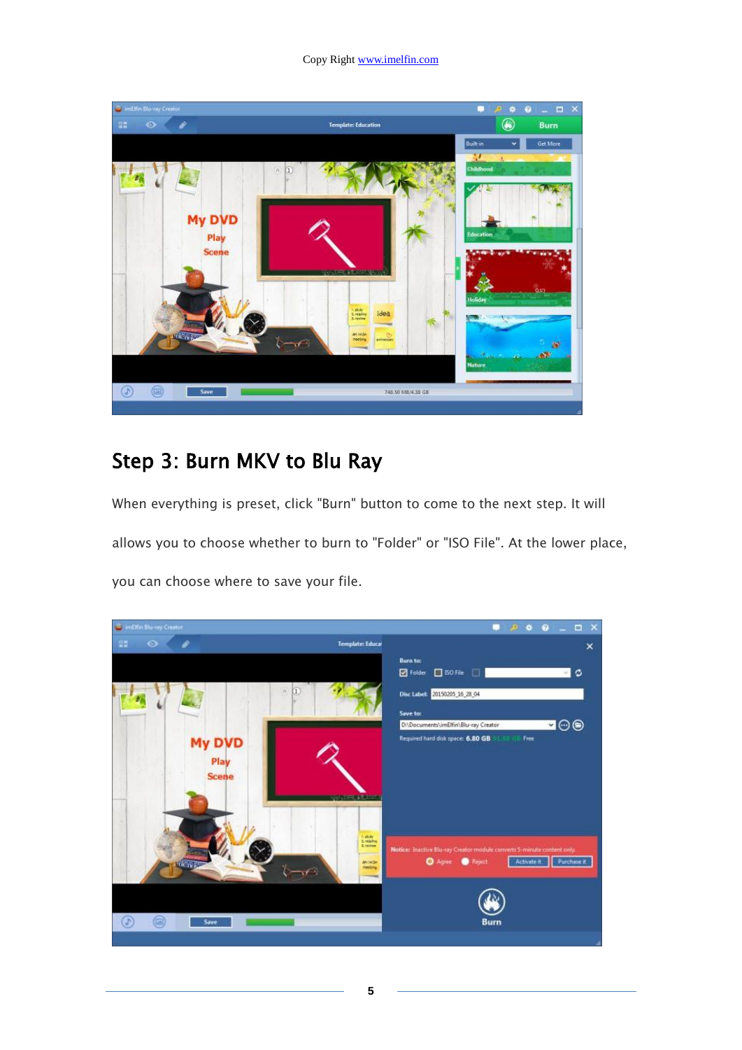## Step 3: Burn MKV to Blu Ray

When everything is preset, click "Burn" button to come to the next step. It will allows you to choose whether to burn to "Folder" or "ISO File". At the lower place, you can choose where to save your file.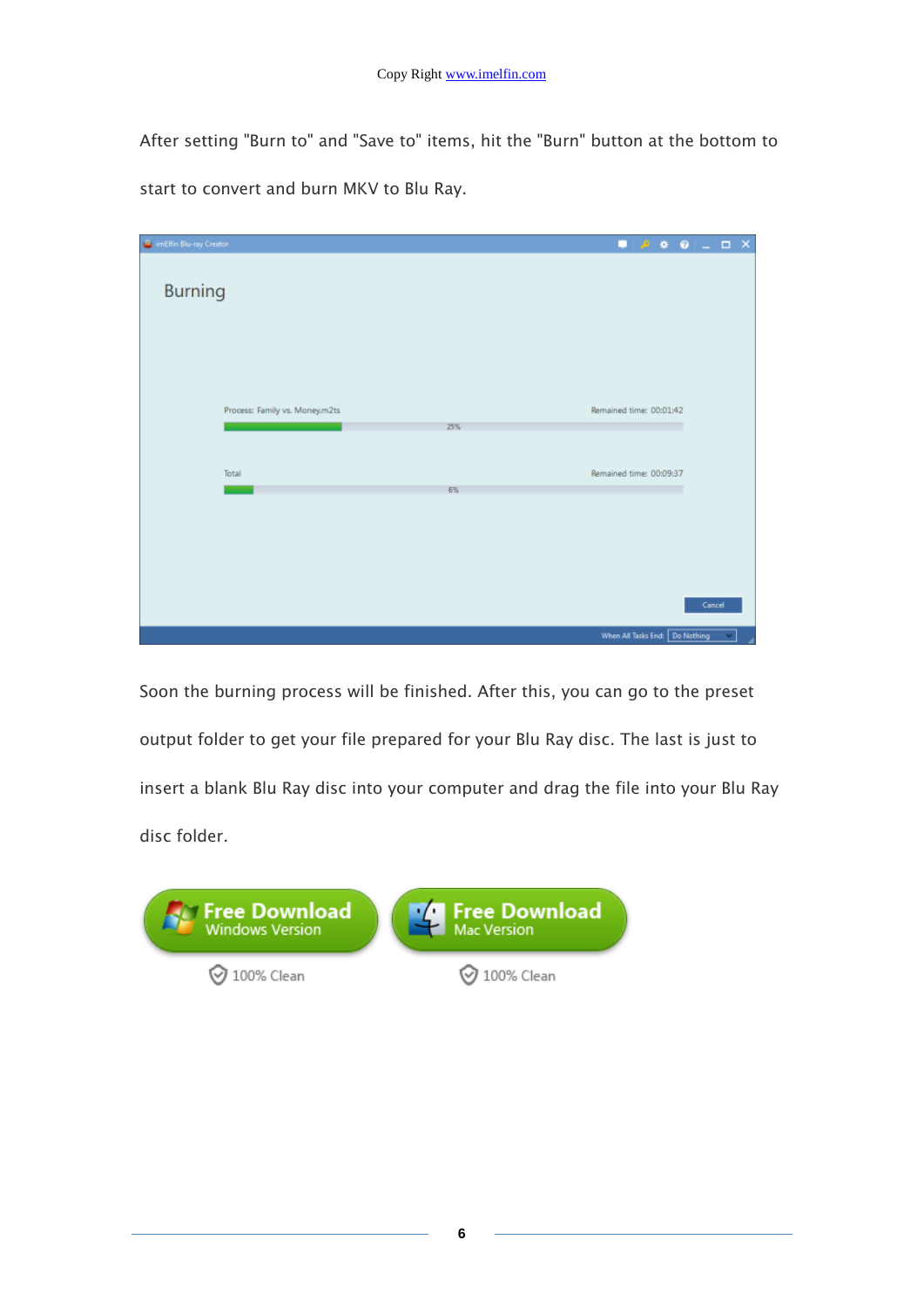After setting "Burn to" and "Save to" items, hit the "Burn" button at the bottom to start to convert and burn MKV to Blu Ray.

Soon the burning process will be finished. After this, you can go to the preset output folder to get your file prepared for your Blu Ray disc. The last is just to insert a blank Blu Ray disc into your computer and drag the file into your Blu Ray disc folder.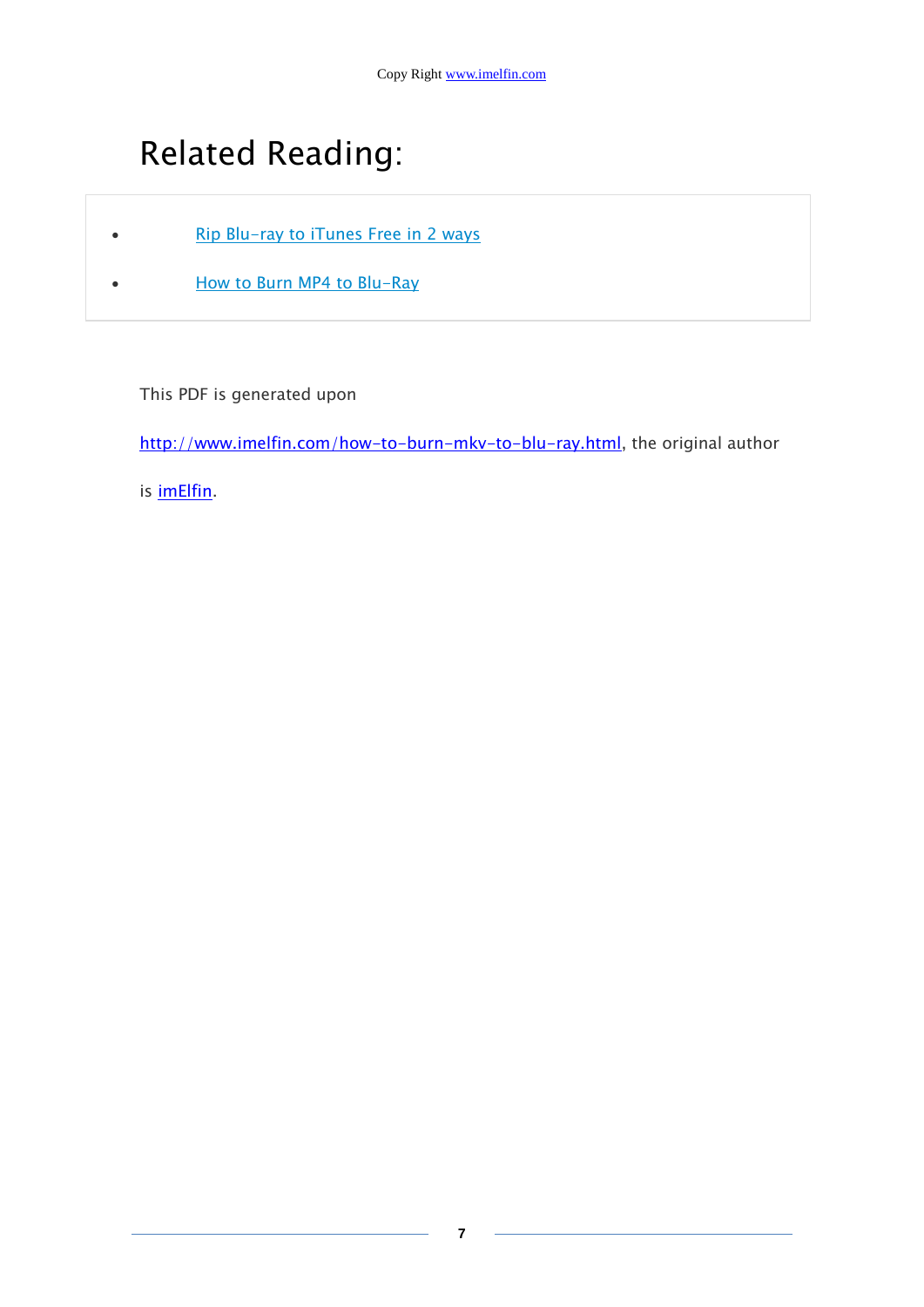# Related Reading:

- Rip Blu-ray to iTunes Free in 2 ways
- How to Burn MP4 to Blu-Ray

This PDF is generated upon

http://www.imelfin.com/how-to-burn-mkv-to-blu-ray.html, the original author

is imElfin.